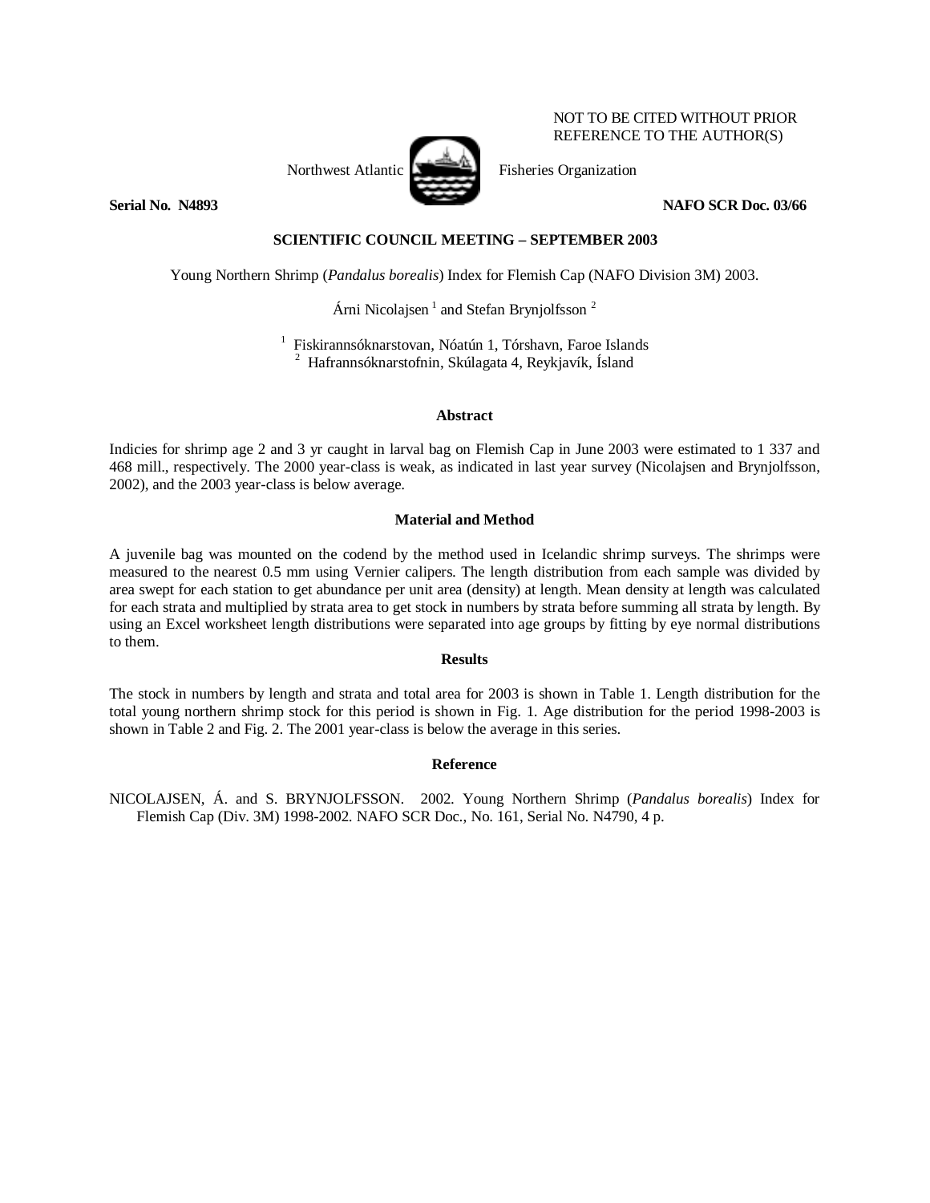NOT TO BE CITED WITHOUT PRIOR REFERENCE TO THE AUTHOR(S)

Northwest Atlantic Fisheries Organization

**Serial No. N4893** **NAFO SCR Doc. 03/66**

**SCIENTIFIC COUNCIL MEETING – SEPTEMBER 2003**

Young Northern Shrimp (*Pandalus borealis*) Index for Flemish Cap (NAFO Division 3M) 2003.

Árni Nicolajsen [1] and Stefan Brynjolfsson [2]

[1] Fiskirannsóknarstovan, Nóatún 1, Tórshavn, Faroe Islands
[2] Hafrannsóknarstofnin, Skúlagata 4, Reykjavík, Ísland

## Abstract

Indicies for shrimp age 2 and 3 yr caught in larval bag on Flemish Cap in June 2003 were estimated to 1 337 and 468 mill., respectively. The 2000 year-class is weak, as indicated in last year survey (Nicolajsen and Brynjolfsson, 2002), and the 2003 year-class is below average.

## Material and Method

A juvenile bag was mounted on the codend by the method used in Icelandic shrimp surveys. The shrimps were measured to the nearest 0.5 mm using Vernier calipers. The length distribution from each sample was divided by area swept for each station to get abundance per unit area (density) at length. Mean density at length was calculated for each strata and multiplied by strata area to get stock in numbers by strata before summing all strata by length. By using an Excel worksheet length distributions were separated into age groups by fitting by eye normal distributions to them.

## Results

The stock in numbers by length and strata and total area for 2003 is shown in Table 1. Length distribution for the total young northern shrimp stock for this period is shown in Fig. 1. Age distribution for the period 1998-2003 is shown in Table 2 and Fig. 2. The 2001 year-class is below the average in this series.

## Reference

NICOLAJSEN, Á. and S. BRYNJOLFSSON. 2002. Young Northern Shrimp (*Pandalus borealis*) Index for Flemish Cap (Div. 3M) 1998-2002. NAFO SCR Doc., No. 161, Serial No. N4790, 4 p.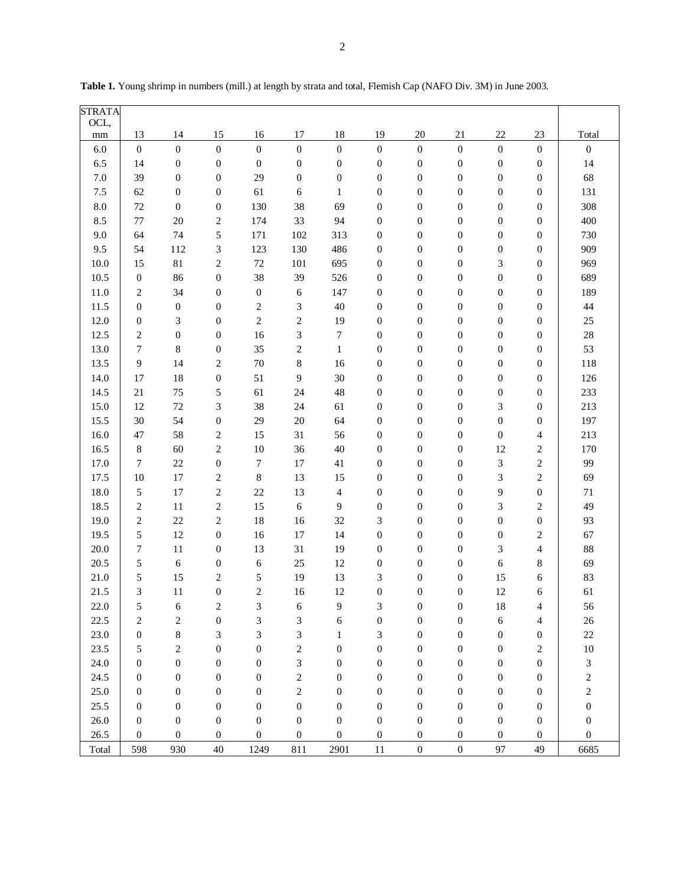**Table 1.** Young shrimp in numbers (mill.) at length by strata and total, Flemish Cap (NAFO Div. 3M) in June 2003.

| STRATA OCL, mm | 13 | 14 | 15 | 16 | 17 | 18 | 19 | 20 | 21 | 22 | 23 | Total |
|---|---|---|---|---|---|---|---|---|---|---|---|---|
| 6.0 | 0 | 0 | 0 | 0 | 0 | 0 | 0 | 0 | 0 | 0 | 0 | 0 |
| 6.5 | 14 | 0 | 0 | 0 | 0 | 0 | 0 | 0 | 0 | 0 | 0 | 14 |
| 7.0 | 39 | 0 | 0 | 29 | 0 | 0 | 0 | 0 | 0 | 0 | 0 | 68 |
| 7.5 | 62 | 0 | 0 | 61 | 6 | 1 | 0 | 0 | 0 | 0 | 0 | 131 |
| 8.0 | 72 | 0 | 0 | 130 | 38 | 69 | 0 | 0 | 0 | 0 | 0 | 308 |
| 8.5 | 77 | 20 | 2 | 174 | 33 | 94 | 0 | 0 | 0 | 0 | 0 | 400 |
| 9.0 | 64 | 74 | 5 | 171 | 102 | 313 | 0 | 0 | 0 | 0 | 0 | 730 |
| 9.5 | 54 | 112 | 3 | 123 | 130 | 486 | 0 | 0 | 0 | 0 | 0 | 909 |
| 10.0 | 15 | 81 | 2 | 72 | 101 | 695 | 0 | 0 | 0 | 3 | 0 | 969 |
| 10.5 | 0 | 86 | 0 | 38 | 39 | 526 | 0 | 0 | 0 | 0 | 0 | 689 |
| 11.0 | 2 | 34 | 0 | 0 | 6 | 147 | 0 | 0 | 0 | 0 | 0 | 189 |
| 11.5 | 0 | 0 | 0 | 2 | 3 | 40 | 0 | 0 | 0 | 0 | 0 | 44 |
| 12.0 | 0 | 3 | 0 | 2 | 2 | 19 | 0 | 0 | 0 | 0 | 0 | 25 |
| 12.5 | 2 | 0 | 0 | 16 | 3 | 7 | 0 | 0 | 0 | 0 | 0 | 28 |
| 13.0 | 7 | 8 | 0 | 35 | 2 | 1 | 0 | 0 | 0 | 0 | 0 | 53 |
| 13.5 | 9 | 14 | 2 | 70 | 8 | 16 | 0 | 0 | 0 | 0 | 0 | 118 |
| 14.0 | 17 | 18 | 0 | 51 | 9 | 30 | 0 | 0 | 0 | 0 | 0 | 126 |
| 14.5 | 21 | 75 | 5 | 61 | 24 | 48 | 0 | 0 | 0 | 0 | 0 | 233 |
| 15.0 | 12 | 72 | 3 | 38 | 24 | 61 | 0 | 0 | 0 | 3 | 0 | 213 |
| 15.5 | 30 | 54 | 0 | 29 | 20 | 64 | 0 | 0 | 0 | 0 | 0 | 197 |
| 16.0 | 47 | 58 | 2 | 15 | 31 | 56 | 0 | 0 | 0 | 0 | 4 | 213 |
| 16.5 | 8 | 60 | 2 | 10 | 36 | 40 | 0 | 0 | 0 | 12 | 2 | 170 |
| 17.0 | 7 | 22 | 0 | 7 | 17 | 41 | 0 | 0 | 0 | 3 | 2 | 99 |
| 17.5 | 10 | 17 | 2 | 8 | 13 | 15 | 0 | 0 | 0 | 3 | 2 | 69 |
| 18.0 | 5 | 17 | 2 | 22 | 13 | 4 | 0 | 0 | 0 | 9 | 0 | 71 |
| 18.5 | 2 | 11 | 2 | 15 | 6 | 9 | 0 | 0 | 0 | 3 | 2 | 49 |
| 19.0 | 2 | 22 | 2 | 18 | 16 | 32 | 3 | 0 | 0 | 0 | 0 | 93 |
| 19.5 | 5 | 12 | 0 | 16 | 17 | 14 | 0 | 0 | 0 | 0 | 2 | 67 |
| 20.0 | 7 | 11 | 0 | 13 | 31 | 19 | 0 | 0 | 0 | 3 | 4 | 88 |
| 20.5 | 5 | 6 | 0 | 6 | 25 | 12 | 0 | 0 | 0 | 6 | 8 | 69 |
| 21.0 | 5 | 15 | 2 | 5 | 19 | 13 | 3 | 0 | 0 | 15 | 6 | 83 |
| 21.5 | 3 | 11 | 0 | 2 | 16 | 12 | 0 | 0 | 0 | 12 | 6 | 61 |
| 22.0 | 5 | 6 | 2 | 3 | 6 | 9 | 3 | 0 | 0 | 18 | 4 | 56 |
| 22.5 | 2 | 2 | 0 | 3 | 3 | 6 | 0 | 0 | 0 | 6 | 4 | 26 |
| 23.0 | 0 | 8 | 3 | 3 | 3 | 1 | 3 | 0 | 0 | 0 | 0 | 22 |
| 23.5 | 5 | 2 | 0 | 0 | 2 | 0 | 0 | 0 | 0 | 0 | 2 | 10 |
| 24.0 | 0 | 0 | 0 | 0 | 3 | 0 | 0 | 0 | 0 | 0 | 0 | 3 |
| 24.5 | 0 | 0 | 0 | 0 | 2 | 0 | 0 | 0 | 0 | 0 | 0 | 2 |
| 25.0 | 0 | 0 | 0 | 0 | 2 | 0 | 0 | 0 | 0 | 0 | 0 | 2 |
| 25.5 | 0 | 0 | 0 | 0 | 0 | 0 | 0 | 0 | 0 | 0 | 0 | 0 |
| 26.0 | 0 | 0 | 0 | 0 | 0 | 0 | 0 | 0 | 0 | 0 | 0 | 0 |
| 26.5 | 0 | 0 | 0 | 0 | 0 | 0 | 0 | 0 | 0 | 0 | 0 | 0 |
| Total | 598 | 930 | 40 | 1249 | 811 | 2901 | 11 | 0 | 0 | 97 | 49 | 6685 |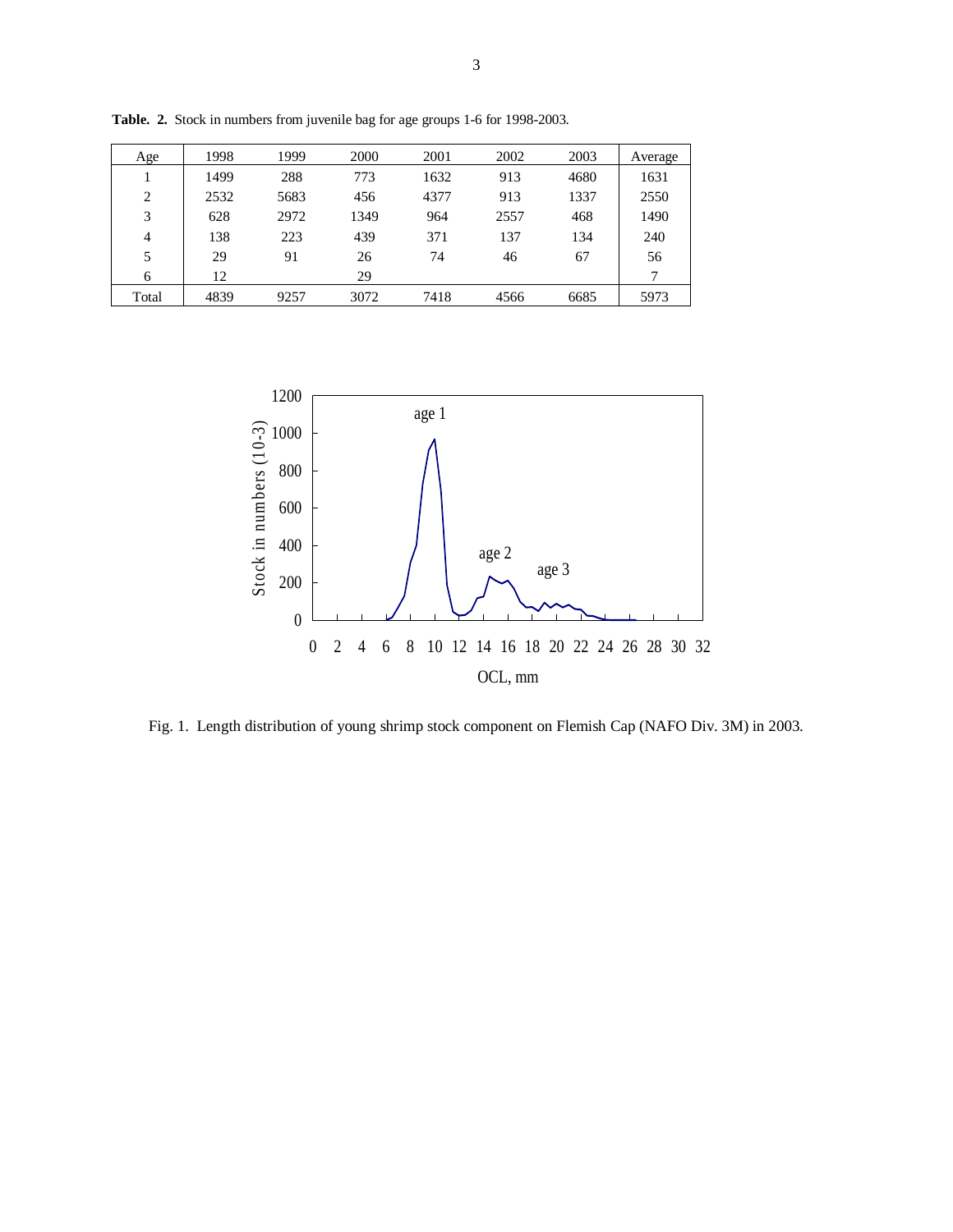**Table. 2.** Stock in numbers from juvenile bag for age groups 1-6 for 1998-2003.

| Age | 1998 | 1999 | 2000 | 2001 | 2002 | 2003 | Average |
|---|---|---|---|---|---|---|---|
| 1 | 1499 | 288 | 773 | 1632 | 913 | 4680 | 1631 |
| 2 | 2532 | 5683 | 456 | 4377 | 913 | 1337 | 2550 |
| 3 | 628 | 2972 | 1349 | 964 | 2557 | 468 | 1490 |
| 4 | 138 | 223 | 439 | 371 | 137 | 134 | 240 |
| 5 | 29 | 91 | 26 | 74 | 46 | 67 | 56 |
| 6 | 12 | | 29 | | | | 7 |
| Total | 4839 | 9257 | 3072 | 7418 | 4566 | 6685 | 5973 |

Fig. 1. Length distribution of young shrimp stock component on Flemish Cap (NAFO Div. 3M) in 2003.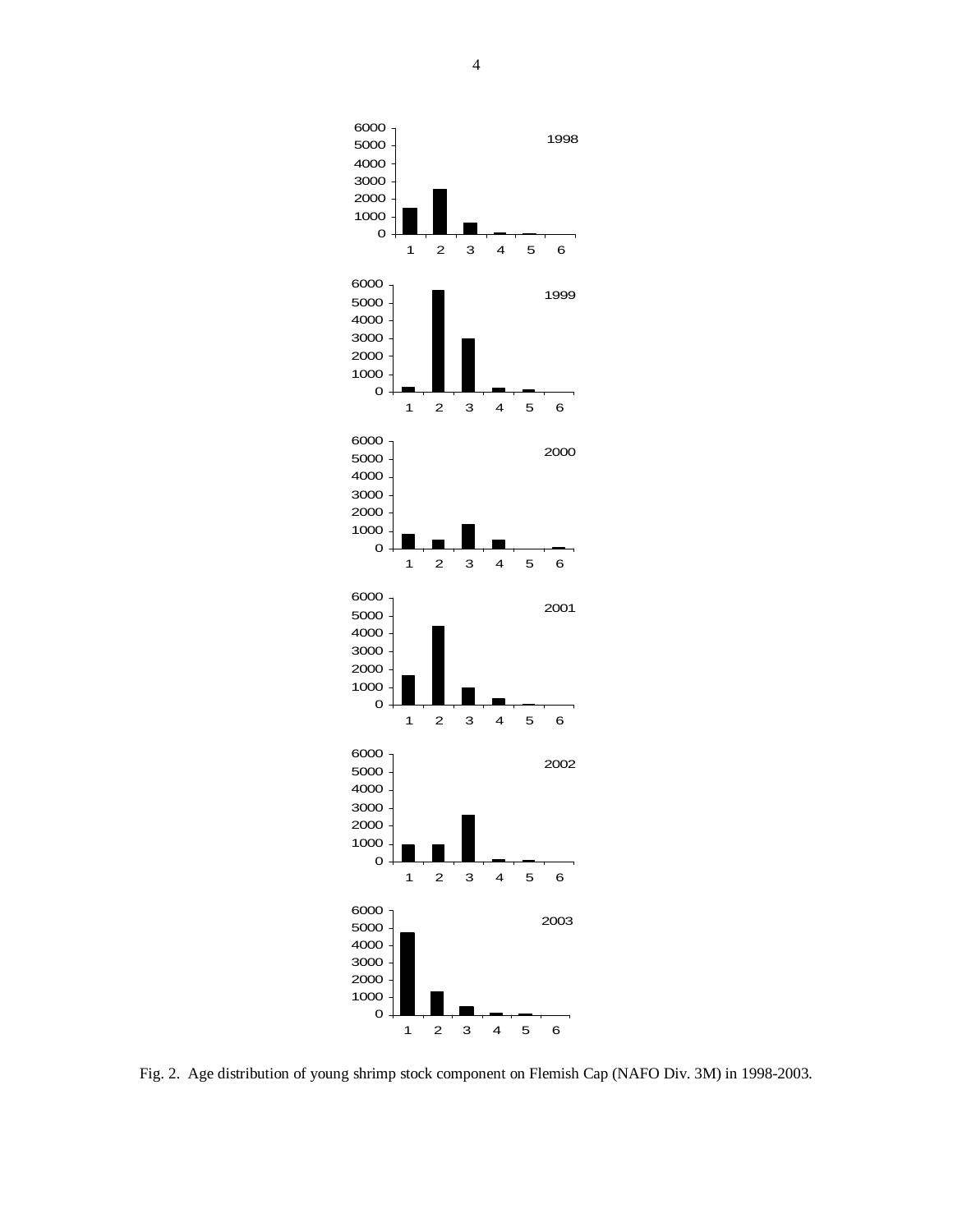6000
5000
4000
3000
2000
1000
0
1 2 3 4 5 6
1998

6000
5000
4000
3000
2000
1000
0
1 2 3 4 5 6
1999

6000
5000
4000
3000
2000
1000
0
1 2 3 4 5 6
2000

6000
5000
4000
3000
2000
1000
0
1 2 3 4 5 6
2001

6000
5000
4000
3000
2000
1000
0
1 2 3 4 5 6
2002

6000
5000
4000
3000
2000
1000
0
1 2 3 4 5 6
2003

Fig. 2. Age distribution of young shrimp stock component on Flemish Cap (NAFO Div. 3M) in 1998-2003.